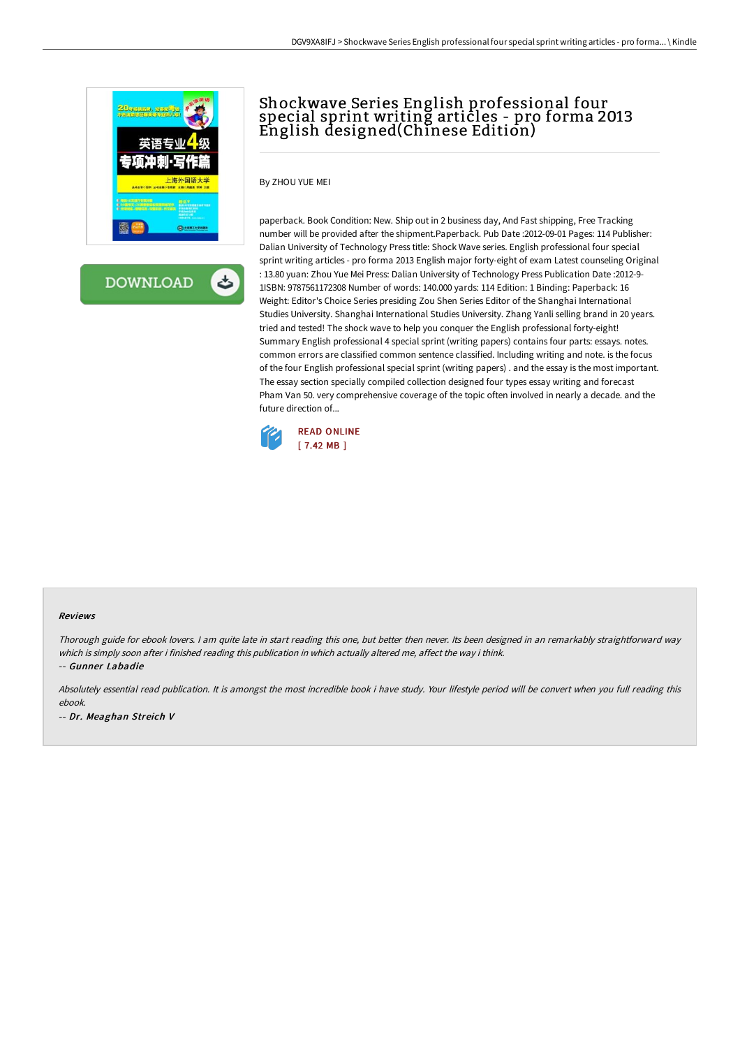# Shockwave Series English professional four special sprint writing articles - pro forma 2013 English designed(Chinese Edition)

By ZHOU YUE MEI

paperback. Book Condition: New. Ship out in 2 business day, And Fast shipping, Free Tracking number will be provided after the shipment.Paperback. Pub Date :2012-09-01 Pages: 114 Publisher: Dalian University of Technology Press title: Shock Wave series. English professional four special sprint writing articles - pro forma 2013 English major forty-eight of exam Latest counseling Original : 13.80 yuan: Zhou Yue Mei Press: Dalian University of Technology Press Publication Date :2012-9-1ISBN: 9787561172308 Number of words: 140.000 yards: 114 Edition: 1 Binding: Paperback: 16 Weight: Editor's Choice Series presiding Zou Shen Series Editor of the Shanghai International Studies University. Shanghai International Studies University. Zhang Yanli selling brand in 20 years. tried and tested! The shock wave to help you conquer the English professional forty-eight! Summary English professional 4 special sprint (writing papers) contains four parts: essays. notes. common errors are classified common sentence classified. Including writing and note. is the focus of the four English professional special sprint (writing papers) . and the essay is the most important. The essay section specially compiled collection designed four types essay writing and forecast Pham Van 50. very comprehensive coverage of the topic often involved in nearly a decade. and the future direction of...

READ ONLINE
[ 7.42 MB ]

## Reviews

*Thorough guide for ebook lovers. I am quite late in start reading this one, but better then never. Its been designed in an remarkably straightforward way which is simply soon after i finished reading this publication in which actually altered me, affect the way i think.*

-- ***Gunner Labadie***

*Absolutely essential read publication. It is amongst the most incredible book i have study. Your lifestyle period will be convert when you full reading this ebook.*

-- ***Dr. Meaghan Streich V***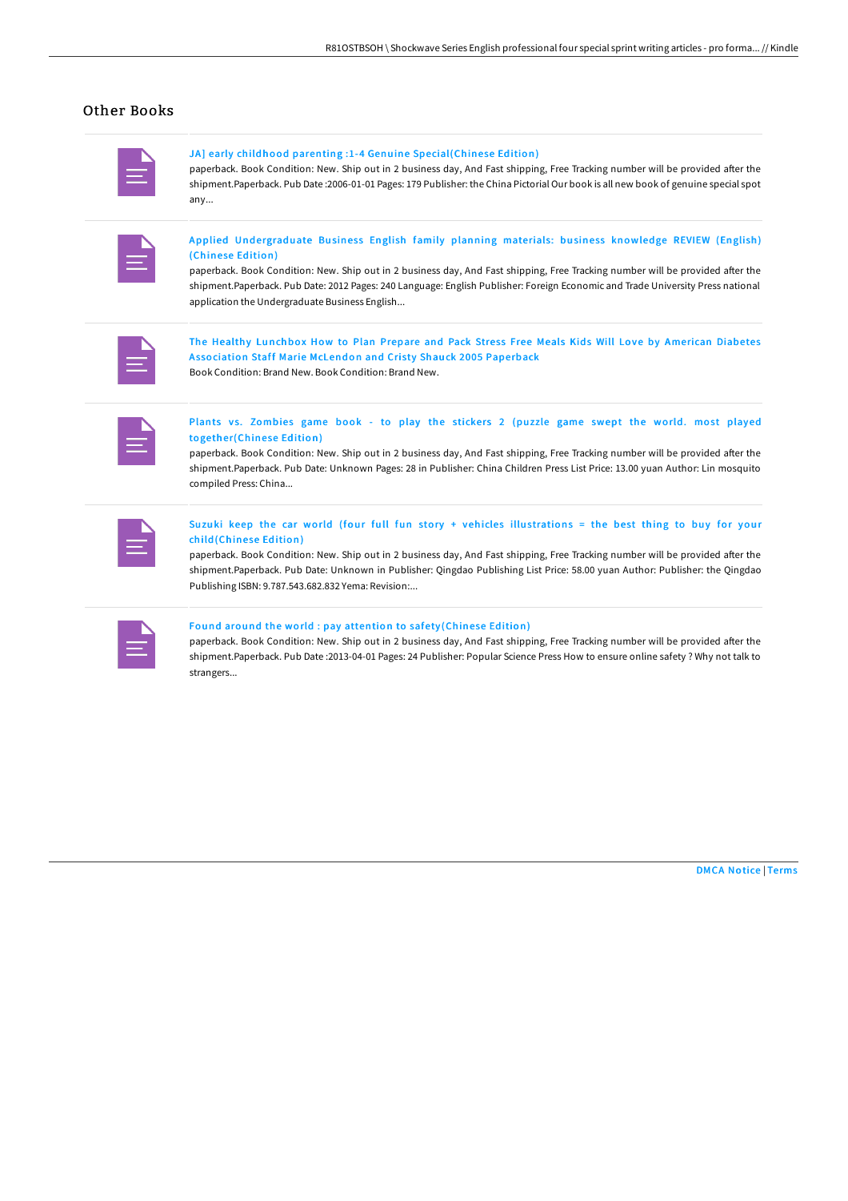## Other Books

**JA] early childhood parenting :1-4 Genuine Special(Chinese Edition)**

paperback. Book Condition: New. Ship out in 2 business day, And Fast shipping, Free Tracking number will be provided after the shipment.Paperback. Pub Date :2006-01-01 Pages: 179 Publisher: the China Pictorial Our book is all new book of genuine special spot any...

**Applied Undergraduate Business English family planning materials: business knowledge REVIEW (English)(Chinese Edition)**

paperback. Book Condition: New. Ship out in 2 business day, And Fast shipping, Free Tracking number will be provided after the shipment.Paperback. Pub Date: 2012 Pages: 240 Language: English Publisher: Foreign Economic and Trade University Press national application the Undergraduate Business English...

**The Healthy Lunchbox How to Plan Prepare and Pack Stress Free Meals Kids Will Love by American Diabetes Association Staff Marie McLendon and Cristy Shauck 2005 Paperback**

Book Condition: Brand New. Book Condition: Brand New.

**Plants vs. Zombies game book - to play the stickers 2 (puzzle game swept the world. most played together(Chinese Edition)**

paperback. Book Condition: New. Ship out in 2 business day, And Fast shipping, Free Tracking number will be provided after the shipment.Paperback. Pub Date: Unknown Pages: 28 in Publisher: China Children Press List Price: 13.00 yuan Author: Lin mosquito compiled Press: China...

**Suzuki keep the car world (four full fun story + vehicles illustrations = the best thing to buy for your child(Chinese Edition)**

paperback. Book Condition: New. Ship out in 2 business day, And Fast shipping, Free Tracking number will be provided after the shipment.Paperback. Pub Date: Unknown in Publisher: Qingdao Publishing List Price: 58.00 yuan Author: Publisher: the Qingdao Publishing ISBN: 9.787.543.682.832 Yema: Revision:...

**Found around the world : pay attention to safety(Chinese Edition)**

paperback. Book Condition: New. Ship out in 2 business day, And Fast shipping, Free Tracking number will be provided after the shipment.Paperback. Pub Date :2013-04-01 Pages: 24 Publisher: Popular Science Press How to ensure online safety ? Why not talk to strangers...

DMCA Notice | Terms